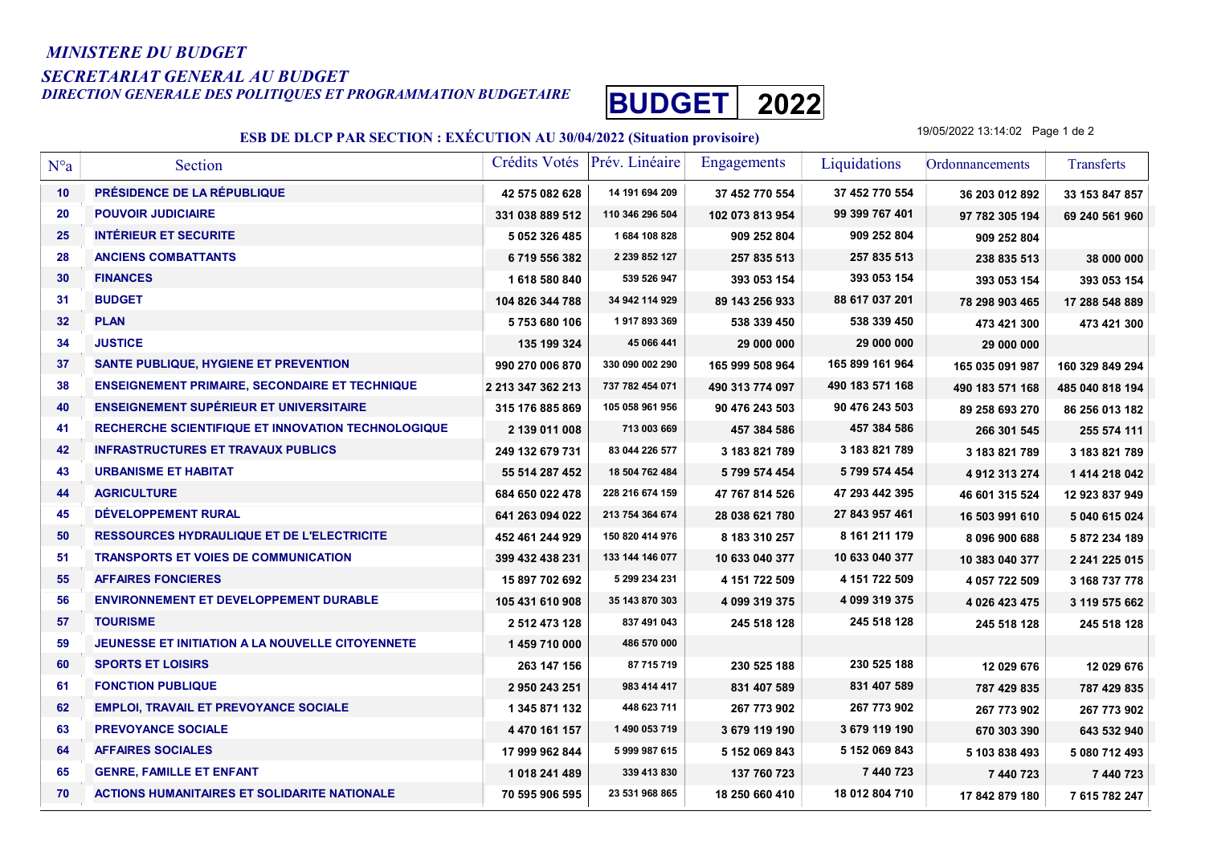*MINISTERE DU BUDGET*

*SECRETARIAT GENERAL AU BUDGET*

*DIRECTION GENERALE DES POLITIQUES ET PROGRAMMATION BUDGETAIRE*

**BUDGET 2022**

19/05/2022 13:14:02

## ESB DE DLCP PAR SECTION : EXÉCUTION AU 30/04/2022 (Situation provisoire)

| N°a | Section | Crédits Votés | Prév. Linéaire | Engagements | Liquidations | Ordonnancements | Transferts |
|---|---|---|---|---|---|---|---|
| 10 | PRÉSIDENCE DE LA RÉPUBLIQUE | 42 575 082 628 | 14 191 694 209 | 37 452 770 554 | 37 452 770 554 | 36 203 012 892 | 33 153 847 857 |
| 20 | POUVOIR JUDICIAIRE | 331 038 889 512 | 110 346 296 504 | 102 073 813 954 | 99 399 767 401 | 97 782 305 194 | 69 240 561 960 |
| 25 | INTÉRIEUR ET SECURITE | 5 052 326 485 | 1 684 108 828 | 909 252 804 | 909 252 804 | 909 252 804 | |
| 28 | ANCIENS COMBATTANTS | 6 719 556 382 | 2 239 852 127 | 257 835 513 | 257 835 513 | 238 835 513 | 38 000 000 |
| 30 | FINANCES | 1 618 580 840 | 539 526 947 | 393 053 154 | 393 053 154 | 393 053 154 | 393 053 154 |
| 31 | BUDGET | 104 826 344 788 | 34 942 114 929 | 89 143 256 933 | 88 617 037 201 | 78 298 903 465 | 17 288 548 889 |
| 32 | PLAN | 5 753 680 106 | 1 917 893 369 | 538 339 450 | 538 339 450 | 473 421 300 | 473 421 300 |
| 34 | JUSTICE | 135 199 324 | 45 066 441 | 29 000 000 | 29 000 000 | 29 000 000 | |
| 37 | SANTE PUBLIQUE, HYGIENE ET PREVENTION | 990 270 006 870 | 330 090 002 290 | 165 999 508 964 | 165 899 161 964 | 165 035 091 987 | 160 329 849 294 |
| 38 | ENSEIGNEMENT PRIMAIRE, SECONDAIRE ET TECHNIQUE | 2 213 347 362 213 | 737 782 454 071 | 490 313 774 097 | 490 183 571 168 | 490 183 571 168 | 485 040 818 194 |
| 40 | ENSEIGNEMENT SUPÉRIEUR ET UNIVERSITAIRE | 315 176 885 869 | 105 058 961 956 | 90 476 243 503 | 90 476 243 503 | 89 258 693 270 | 86 256 013 182 |
| 41 | RECHERCHE SCIENTIFIQUE ET INNOVATION TECHNOLOGIQUE | 2 139 011 008 | 713 003 669 | 457 384 586 | 457 384 586 | 266 301 545 | 255 574 111 |
| 42 | INFRASTRUCTURES ET TRAVAUX PUBLICS | 249 132 679 731 | 83 044 226 577 | 3 183 821 789 | 3 183 821 789 | 3 183 821 789 | 3 183 821 789 |
| 43 | URBANISME ET HABITAT | 55 514 287 452 | 18 504 762 484 | 5 799 574 454 | 5 799 574 454 | 4 912 313 274 | 1 414 218 042 |
| 44 | AGRICULTURE | 684 650 022 478 | 228 216 674 159 | 47 767 814 526 | 47 293 442 395 | 46 601 315 524 | 12 923 837 949 |
| 45 | DÉVELOPPEMENT RURAL | 641 263 094 022 | 213 754 364 674 | 28 038 621 780 | 27 843 957 461 | 16 503 991 610 | 5 040 615 024 |
| 50 | RESSOURCES HYDRAULIQUE ET DE L'ELECTRICITE | 452 461 244 929 | 150 820 414 976 | 8 183 310 257 | 8 161 211 179 | 8 096 900 688 | 5 872 234 189 |
| 51 | TRANSPORTS ET VOIES DE COMMUNICATION | 399 432 438 231 | 133 144 146 077 | 10 633 040 377 | 10 633 040 377 | 10 383 040 377 | 2 241 225 015 |
| 55 | AFFAIRES FONCIERES | 15 897 702 692 | 5 299 234 231 | 4 151 722 509 | 4 151 722 509 | 4 057 722 509 | 3 168 737 778 |
| 56 | ENVIRONNEMENT ET DEVELOPPEMENT DURABLE | 105 431 610 908 | 35 143 870 303 | 4 099 319 375 | 4 099 319 375 | 4 026 423 475 | 3 119 575 662 |
| 57 | TOURISME | 2 512 473 128 | 837 491 043 | 245 518 128 | 245 518 128 | 245 518 128 | 245 518 128 |
| 59 | JEUNESSE ET INITIATION A LA NOUVELLE CITOYENNETE | 1 459 710 000 | 486 570 000 | | | | |
| 60 | SPORTS ET LOISIRS | 263 147 156 | 87 715 719 | 230 525 188 | 230 525 188 | 12 029 676 | 12 029 676 |
| 61 | FONCTION PUBLIQUE | 2 950 243 251 | 983 414 417 | 831 407 589 | 831 407 589 | 787 429 835 | 787 429 835 |
| 62 | EMPLOI, TRAVAIL ET PREVOYANCE SOCIALE | 1 345 871 132 | 448 623 711 | 267 773 902 | 267 773 902 | 267 773 902 | 267 773 902 |
| 63 | PREVOYANCE SOCIALE | 4 470 161 157 | 1 490 053 719 | 3 679 119 190 | 3 679 119 190 | 670 303 390 | 643 532 940 |
| 64 | AFFAIRES SOCIALES | 17 999 962 844 | 5 999 987 615 | 5 152 069 843 | 5 152 069 843 | 5 103 838 493 | 5 080 712 493 |
| 65 | GENRE, FAMILLE ET ENFANT | 1 018 241 489 | 339 413 830 | 137 760 723 | 7 440 723 | 7 440 723 | 7 440 723 |
| 70 | ACTIONS HUMANITAIRES ET SOLIDARITE NATIONALE | 70 595 906 595 | 23 531 968 865 | 18 250 660 410 | 18 012 804 710 | 17 842 879 180 | 7 615 782 247 |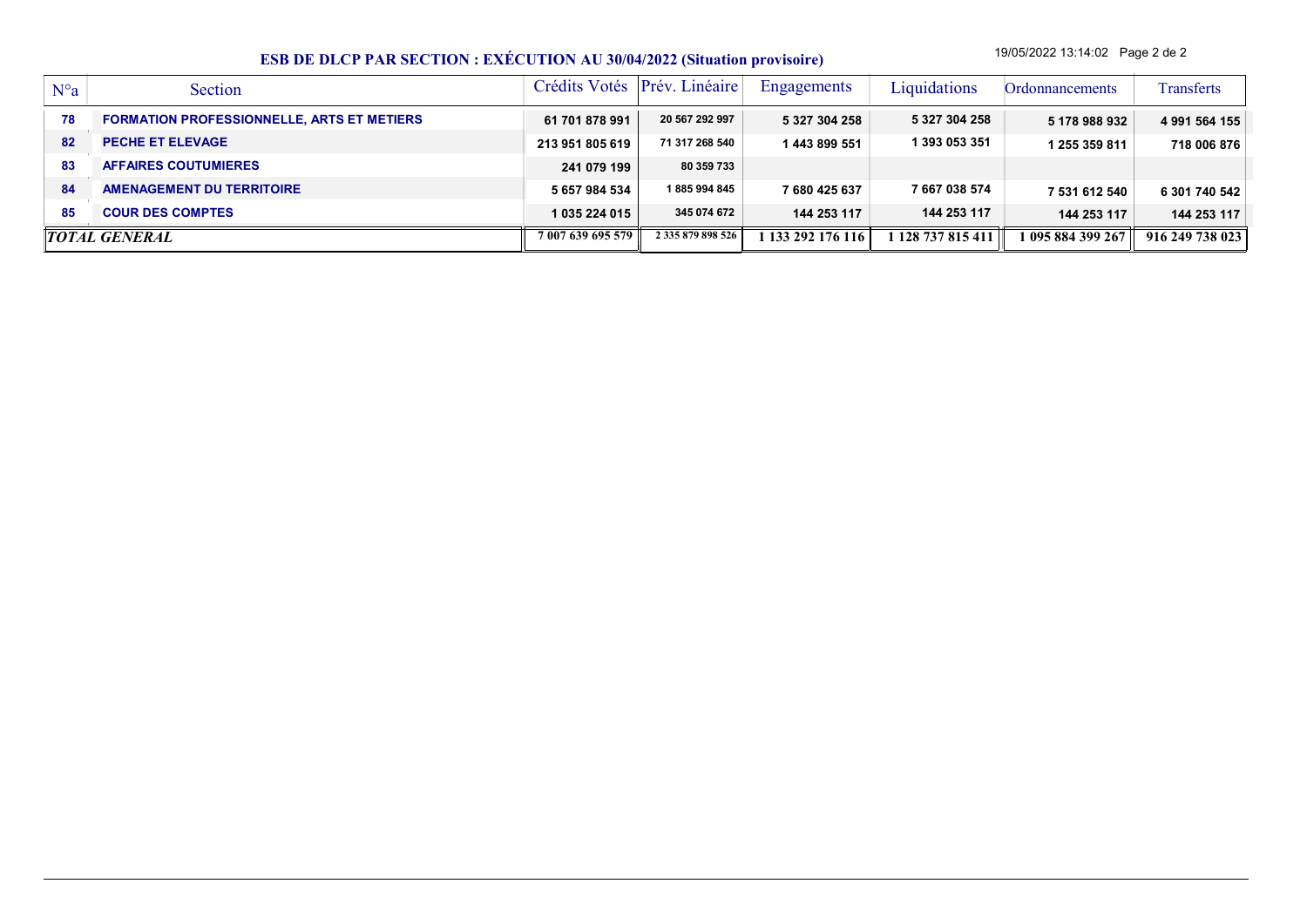## ESB DE DLCP PAR SECTION : EXÉCUTION AU 30/04/2022 (Situation provisoire)

19/05/2022 13:14:02

| N°a | Section | Crédits Votés | Prév. Linéaire | Engagements | Liquidations | Ordonnancements | Transferts |
|---|---|---|---|---|---|---|---|
| 78 | FORMATION PROFESSIONNELLE, ARTS ET METIERS | 61 701 878 991 | 20 567 292 997 | 5 327 304 258 | 5 327 304 258 | 5 178 988 932 | 4 991 564 155 |
| 82 | PECHE ET ELEVAGE | 213 951 805 619 | 71 317 268 540 | 1 443 899 551 | 1 393 053 351 | 1 255 359 811 | 718 006 876 |
| 83 | AFFAIRES COUTUMIERES | 241 079 199 | 80 359 733 | | | | |
| 84 | AMENAGEMENT DU TERRITOIRE | 5 657 984 534 | 1 885 994 845 | 7 680 425 637 | 7 667 038 574 | 7 531 612 540 | 6 301 740 542 |
| 85 | COUR DES COMPTES | 1 035 224 015 | 345 074 672 | 144 253 117 | 144 253 117 | 144 253 117 | 144 253 117 |
| *TOTAL GENERAL* | | 7 007 639 695 579 | 2 335 879 898 526 | 1 133 292 176 116 | 1 128 737 815 411 | 1 095 884 399 267 | 916 249 738 023 |